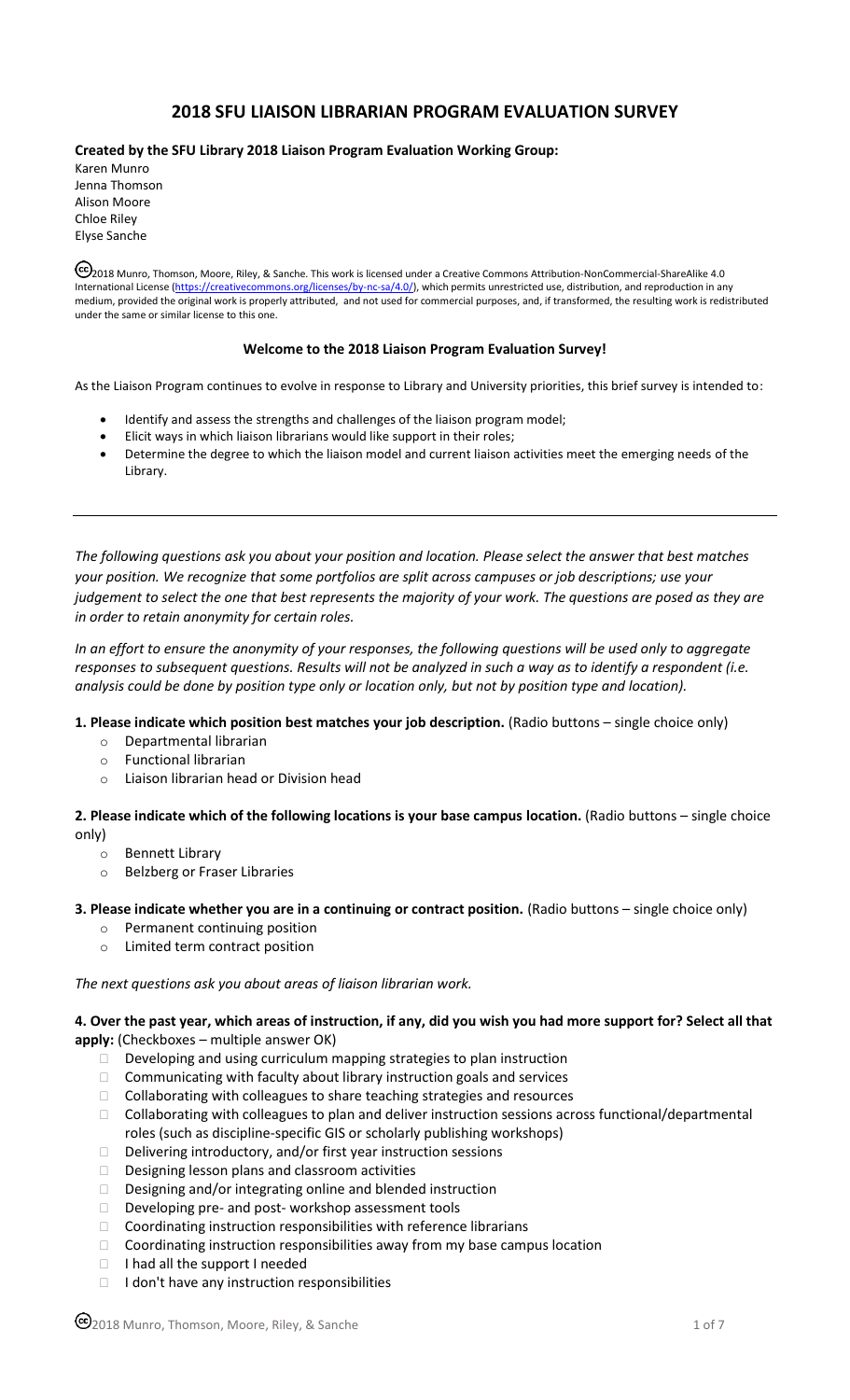# 2018 SFU LIAISON LIBRARIAN PROGRAM EVALUATION SURVEY

**Created by the SFU Library 2018 Liaison Program Evaluation Working Group:**

Karen Munro
Jenna Thomson
Alison Moore
Chloe Riley
Elyse Sanche

2018 Munro, Thomson, Moore, Riley, & Sanche. This work is licensed under a Creative Commons Attribution-NonCommercial-ShareAlike 4.0 International License (https://creativecommons.org/licenses/by-nc-sa/4.0/), which permits unrestricted use, distribution, and reproduction in any medium, provided the original work is properly attributed, and not used for commercial purposes, and, if transformed, the resulting work is redistributed under the same or similar license to this one.

**Welcome to the 2018 Liaison Program Evaluation Survey!**

As the Liaison Program continues to evolve in response to Library and University priorities, this brief survey is intended to:

- Identify and assess the strengths and challenges of the liaison program model;
- Elicit ways in which liaison librarians would like support in their roles;
- Determine the degree to which the liaison model and current liaison activities meet the emerging needs of the Library.

---

*The following questions ask you about your position and location. Please select the answer that best matches your position. We recognize that some portfolios are split across campuses or job descriptions; use your judgement to select the one that best represents the majority of your work. The questions are posed as they are in order to retain anonymity for certain roles.*

*In an effort to ensure the anonymity of your responses, the following questions will be used only to aggregate responses to subsequent questions. Results will not be analyzed in such a way as to identify a respondent (i.e. analysis could be done by position type only or location only, but not by position type and location).*

**1. Please indicate which position best matches your job description.** (Radio buttons – single choice only)

- Departmental librarian
- Functional librarian
- Liaison librarian head or Division head

**2. Please indicate which of the following locations is your base campus location.** (Radio buttons – single choice only)

- Bennett Library
- Belzberg or Fraser Libraries

**3. Please indicate whether you are in a continuing or contract position.** (Radio buttons – single choice only)

- Permanent continuing position
- Limited term contract position

*The next questions ask you about areas of liaison librarian work.*

**4. Over the past year, which areas of instruction, if any, did you wish you had more support for? Select all that apply:** (Checkboxes – multiple answer OK)

- Developing and using curriculum mapping strategies to plan instruction
- Communicating with faculty about library instruction goals and services
- Collaborating with colleagues to share teaching strategies and resources
- Collaborating with colleagues to plan and deliver instruction sessions across functional/departmental roles (such as discipline-specific GIS or scholarly publishing workshops)
- Delivering introductory, and/or first year instruction sessions
- Designing lesson plans and classroom activities
- Designing and/or integrating online and blended instruction
- Developing pre- and post- workshop assessment tools
- Coordinating instruction responsibilities with reference librarians
- Coordinating instruction responsibilities away from my base campus location
- I had all the support I needed
- I don't have any instruction responsibilities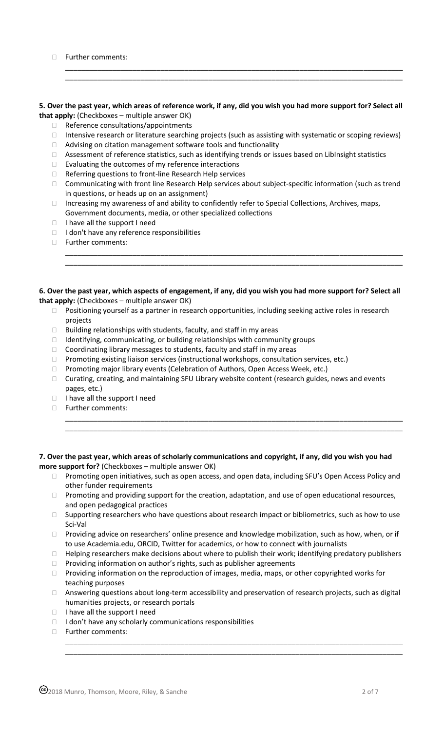- Further comments:

\_\_\_\_\_\_\_\_\_\_\_\_\_\_\_\_\_\_\_\_\_\_\_\_\_\_\_\_\_\_\_\_\_\_\_\_\_\_\_\_\_\_\_\_\_\_\_\_\_\_\_\_\_\_\_\_\_\_\_\_\_\_\_\_\_\_\_\_\_\_\_\_\_\_\_\_\_\_\_\_\_\_\_\_
\_\_\_\_\_\_\_\_\_\_\_\_\_\_\_\_\_\_\_\_\_\_\_\_\_\_\_\_\_\_\_\_\_\_\_\_\_\_\_\_\_\_\_\_\_\_\_\_\_\_\_\_\_\_\_\_\_\_\_\_\_\_\_\_\_\_\_\_\_\_\_\_\_\_\_\_\_\_\_\_\_\_\_\_

**5. Over the past year, which areas of reference work, if any, did you wish you had more support for? Select all that apply:** (Checkboxes – multiple answer OK)

- Reference consultations/appointments
- Intensive research or literature searching projects (such as assisting with systematic or scoping reviews)
- Advising on citation management software tools and functionality
- Assessment of reference statistics, such as identifying trends or issues based on LibInsight statistics
- Evaluating the outcomes of my reference interactions
- Referring questions to front-line Research Help services
- Communicating with front line Research Help services about subject-specific information (such as trend in questions, or heads up on an assignment)
- Increasing my awareness of and ability to confidently refer to Special Collections, Archives, maps, Government documents, media, or other specialized collections
- I have all the support I need
- I don't have any reference responsibilities
- Further comments:

\_\_\_\_\_\_\_\_\_\_\_\_\_\_\_\_\_\_\_\_\_\_\_\_\_\_\_\_\_\_\_\_\_\_\_\_\_\_\_\_\_\_\_\_\_\_\_\_\_\_\_\_\_\_\_\_\_\_\_\_\_\_\_\_\_\_\_\_\_\_\_\_\_\_\_\_\_\_\_\_\_\_\_\_
\_\_\_\_\_\_\_\_\_\_\_\_\_\_\_\_\_\_\_\_\_\_\_\_\_\_\_\_\_\_\_\_\_\_\_\_\_\_\_\_\_\_\_\_\_\_\_\_\_\_\_\_\_\_\_\_\_\_\_\_\_\_\_\_\_\_\_\_\_\_\_\_\_\_\_\_\_\_\_\_\_\_\_\_

**6. Over the past year, which aspects of engagement, if any, did you wish you had more support for? Select all that apply:** (Checkboxes – multiple answer OK)

- Positioning yourself as a partner in research opportunities, including seeking active roles in research projects
- Building relationships with students, faculty, and staff in my areas
- Identifying, communicating, or building relationships with community groups
- Coordinating library messages to students, faculty and staff in my areas
- Promoting existing liaison services (instructional workshops, consultation services, etc.)
- Promoting major library events (Celebration of Authors, Open Access Week, etc.)
- Curating, creating, and maintaining SFU Library website content (research guides, news and events pages, etc.)
- I have all the support I need
- Further comments:

\_\_\_\_\_\_\_\_\_\_\_\_\_\_\_\_\_\_\_\_\_\_\_\_\_\_\_\_\_\_\_\_\_\_\_\_\_\_\_\_\_\_\_\_\_\_\_\_\_\_\_\_\_\_\_\_\_\_\_\_\_\_\_\_\_\_\_\_\_\_\_\_\_\_\_\_\_\_\_\_\_\_\_\_
\_\_\_\_\_\_\_\_\_\_\_\_\_\_\_\_\_\_\_\_\_\_\_\_\_\_\_\_\_\_\_\_\_\_\_\_\_\_\_\_\_\_\_\_\_\_\_\_\_\_\_\_\_\_\_\_\_\_\_\_\_\_\_\_\_\_\_\_\_\_\_\_\_\_\_\_\_\_\_\_\_\_\_\_

**7. Over the past year, which areas of scholarly communications and copyright, if any, did you wish you had more support for?** (Checkboxes – multiple answer OK)

- Promoting open initiatives, such as open access, and open data, including SFU's Open Access Policy and other funder requirements
- Promoting and providing support for the creation, adaptation, and use of open educational resources, and open pedagogical practices
- Supporting researchers who have questions about research impact or bibliometrics, such as how to use Sci-Val
- Providing advice on researchers' online presence and knowledge mobilization, such as how, when, or if to use Academia.edu, ORCID, Twitter for academics, or how to connect with journalists
- Helping researchers make decisions about where to publish their work; identifying predatory publishers
- Providing information on author's rights, such as publisher agreements
- Providing information on the reproduction of images, media, maps, or other copyrighted works for teaching purposes
- Answering questions about long-term accessibility and preservation of research projects, such as digital humanities projects, or research portals
- I have all the support I need
- I don't have any scholarly communications responsibilities
- Further comments:

\_\_\_\_\_\_\_\_\_\_\_\_\_\_\_\_\_\_\_\_\_\_\_\_\_\_\_\_\_\_\_\_\_\_\_\_\_\_\_\_\_\_\_\_\_\_\_\_\_\_\_\_\_\_\_\_\_\_\_\_\_\_\_\_\_\_\_\_\_\_\_\_\_\_\_\_\_\_\_\_\_\_\_\_
\_\_\_\_\_\_\_\_\_\_\_\_\_\_\_\_\_\_\_\_\_\_\_\_\_\_\_\_\_\_\_\_\_\_\_\_\_\_\_\_\_\_\_\_\_\_\_\_\_\_\_\_\_\_\_\_\_\_\_\_\_\_\_\_\_\_\_\_\_\_\_\_\_\_\_\_\_\_\_\_\_\_\_\_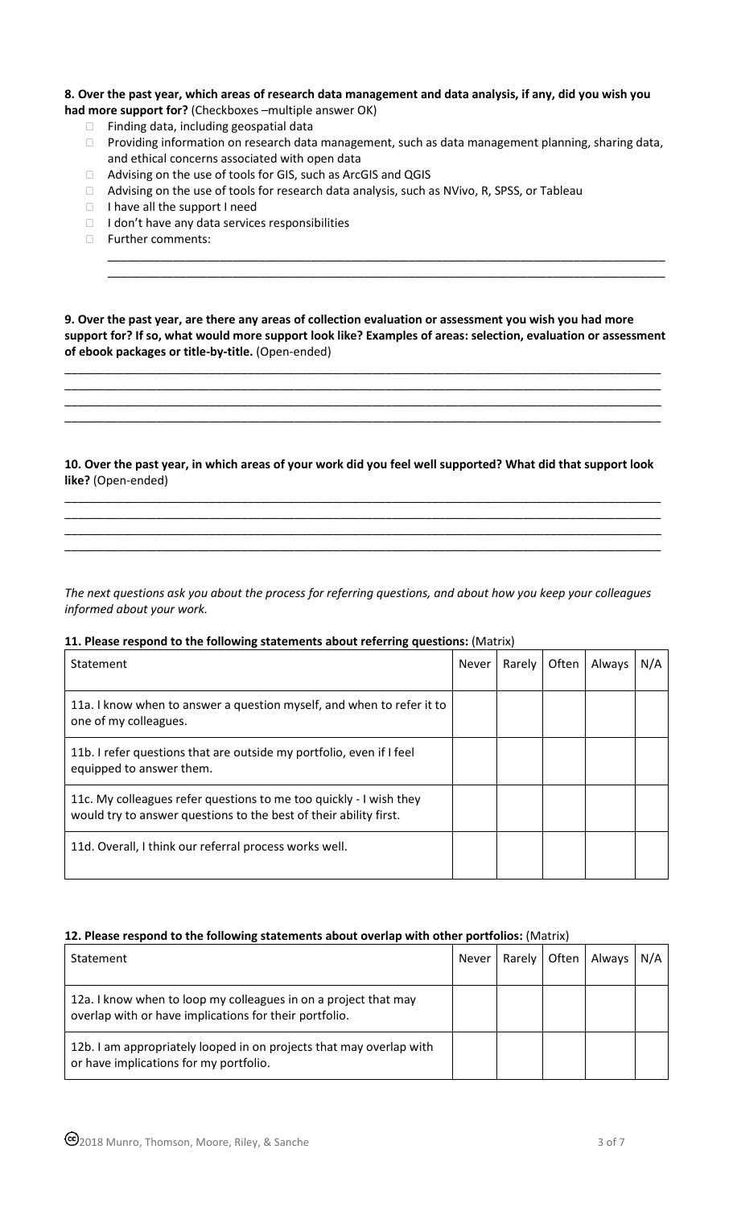**8. Over the past year, which areas of research data management and data analysis, if any, did you wish you had more support for?** (Checkboxes –multiple answer OK)

- ☐ Finding data, including geospatial data
- ☐ Providing information on research data management, such as data management planning, sharing data, and ethical concerns associated with open data
- ☐ Advising on the use of tools for GIS, such as ArcGIS and QGIS
- ☐ Advising on the use of tools for research data analysis, such as NVivo, R, SPSS, or Tableau
- ☐ I have all the support I need
- ☐ I don't have any data services responsibilities
- ☐ Further comments:

________________________________________________________________________________________
________________________________________________________________________________________

**9. Over the past year, are there any areas of collection evaluation or assessment you wish you had more support for? If so, what would more support look like? Examples of areas: selection, evaluation or assessment of ebook packages or title-by-title.** (Open-ended)

________________________________________________________________________________________
________________________________________________________________________________________
________________________________________________________________________________________
________________________________________________________________________________________

**10. Over the past year, in which areas of your work did you feel well supported? What did that support look like?** (Open-ended)

________________________________________________________________________________________
________________________________________________________________________________________
________________________________________________________________________________________
________________________________________________________________________________________

*The next questions ask you about the process for referring questions, and about how you keep your colleagues informed about your work.*

**11. Please respond to the following statements about referring questions:** (Matrix)

| Statement | Never | Rarely | Often | Always | N/A |
|---|---|---|---|---|---|
| 11a. I know when to answer a question myself, and when to refer it to one of my colleagues. | | | | | |
| 11b. I refer questions that are outside my portfolio, even if I feel equipped to answer them. | | | | | |
| 11c. My colleagues refer questions to me too quickly - I wish they would try to answer questions to the best of their ability first. | | | | | |
| 11d. Overall, I think our referral process works well. | | | | | |

**12. Please respond to the following statements about overlap with other portfolios:** (Matrix)

| Statement | Never | Rarely | Often | Always | N/A |
|---|---|---|---|---|---|
| 12a. I know when to loop my colleagues in on a project that may overlap with or have implications for their portfolio. | | | | | |
| 12b. I am appropriately looped in on projects that may overlap with or have implications for my portfolio. | | | | | |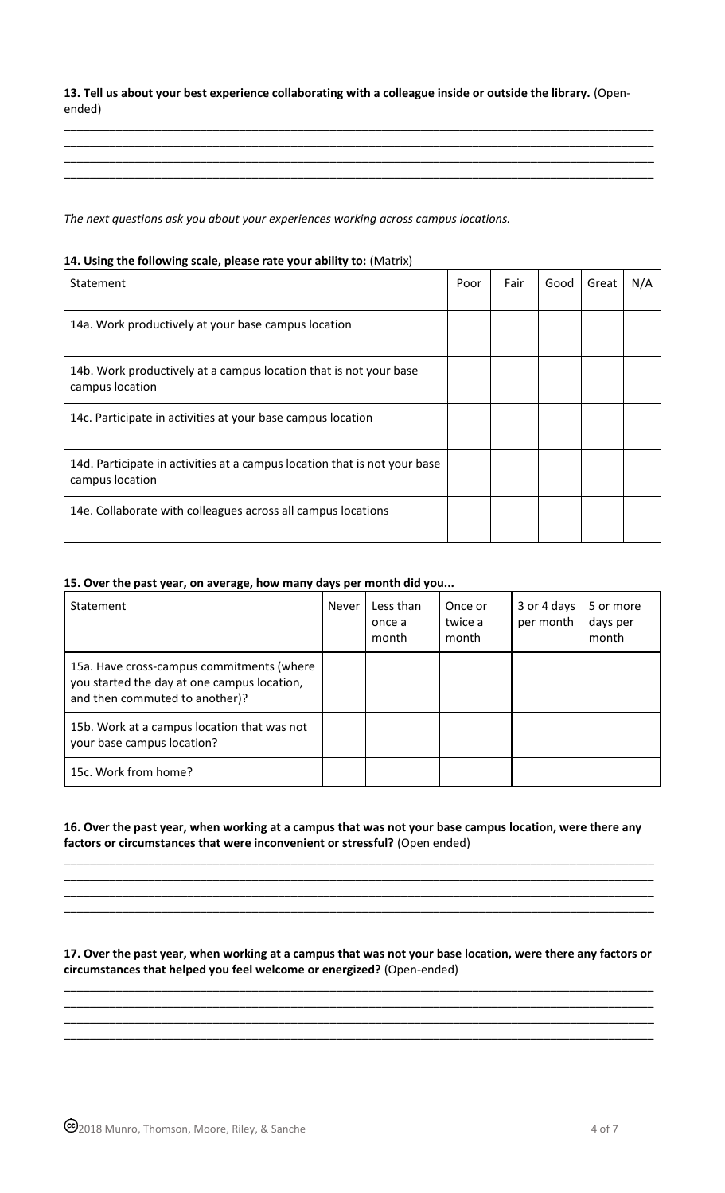**13. Tell us about your best experience collaborating with a colleague inside or outside the library.** (Open-ended)

______________________________________________________________________________
______________________________________________________________________________
______________________________________________________________________________
______________________________________________________________________________

*The next questions ask you about your experiences working across campus locations.*

**14. Using the following scale, please rate your ability to:** (Matrix)

| Statement | Poor | Fair | Good | Great | N/A |
|---|---|---|---|---|---|
| 14a. Work productively at your base campus location | | | | | |
| 14b. Work productively at a campus location that is not your base campus location | | | | | |
| 14c. Participate in activities at your base campus location | | | | | |
| 14d. Participate in activities at a campus location that is not your base campus location | | | | | |
| 14e. Collaborate with colleagues across all campus locations | | | | | |

**15. Over the past year, on average, how many days per month did you...**

| Statement | Never | Less than once a month | Once or twice a month | 3 or 4 days per month | 5 or more days per month |
|---|---|---|---|---|---|
| 15a. Have cross-campus commitments (where you started the day at one campus location, and then commuted to another)? | | | | | |
| 15b. Work at a campus location that was not your base campus location? | | | | | |
| 15c. Work from home? | | | | | |

**16. Over the past year, when working at a campus that was not your base campus location, were there any factors or circumstances that were inconvenient or stressful?** (Open ended)

______________________________________________________________________________
______________________________________________________________________________
______________________________________________________________________________
______________________________________________________________________________

**17. Over the past year, when working at a campus that was not your base location, were there any factors or circumstances that helped you feel welcome or energized?** (Open-ended)

______________________________________________________________________________
______________________________________________________________________________
______________________________________________________________________________
______________________________________________________________________________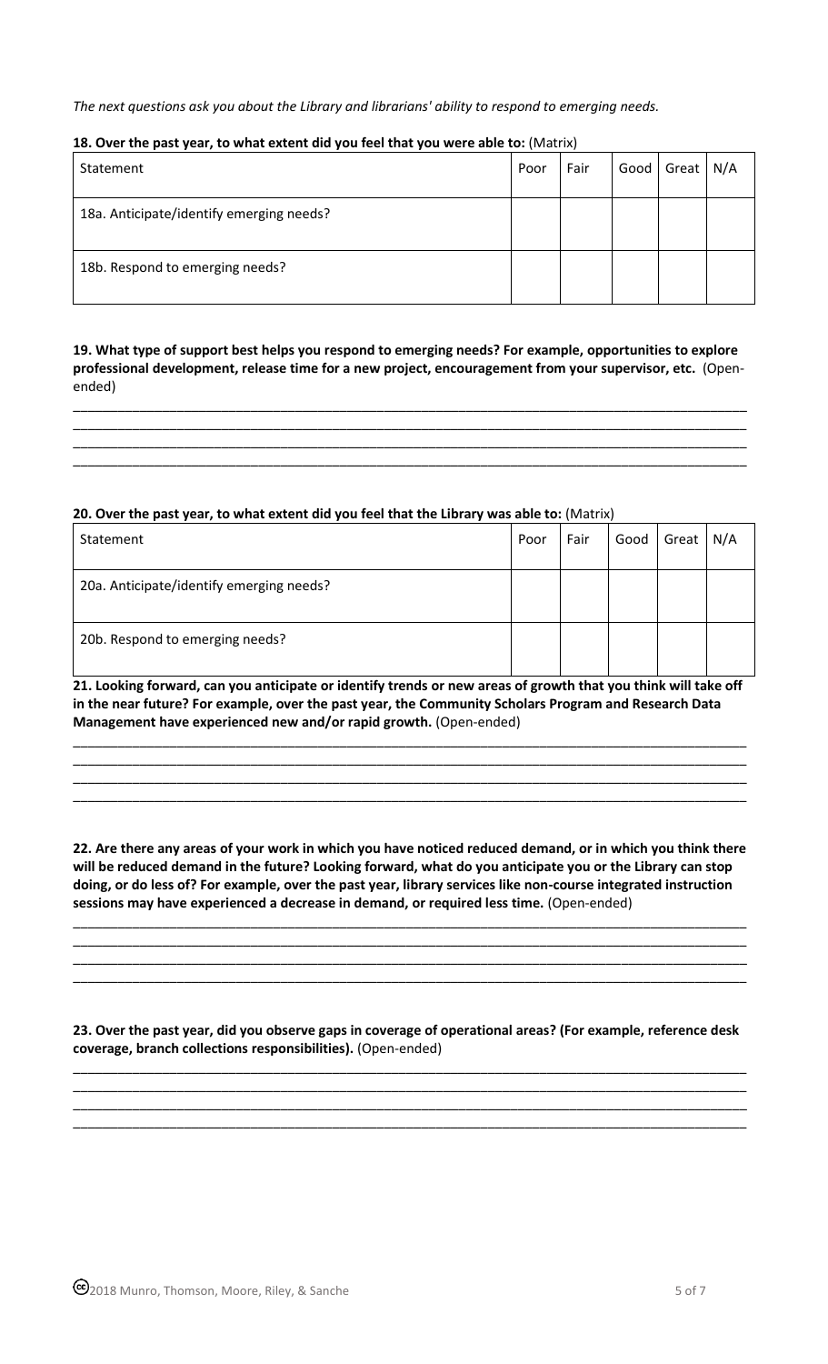*The next questions ask you about the Library and librarians' ability to respond to emerging needs.*

**18. Over the past year, to what extent did you feel that you were able to:** (Matrix)

| Statement | Poor | Fair | Good | Great | N/A |
|---|---|---|---|---|---|
| 18a. Anticipate/identify emerging needs? | | | | | |
| 18b. Respond to emerging needs? | | | | | |

**19. What type of support best helps you respond to emerging needs? For example, opportunities to explore professional development, release time for a new project, encouragement from your supervisor, etc.** (Open-ended)

\_\_\_\_\_\_\_\_\_\_\_\_\_\_\_\_\_\_\_\_\_\_\_\_\_\_\_\_\_\_\_\_\_\_\_\_\_\_\_\_\_\_\_\_\_\_\_\_\_\_\_\_\_\_\_\_\_\_\_\_\_\_\_\_\_\_\_\_\_\_\_\_\_\_\_\_\_\_\_\_
\_\_\_\_\_\_\_\_\_\_\_\_\_\_\_\_\_\_\_\_\_\_\_\_\_\_\_\_\_\_\_\_\_\_\_\_\_\_\_\_\_\_\_\_\_\_\_\_\_\_\_\_\_\_\_\_\_\_\_\_\_\_\_\_\_\_\_\_\_\_\_\_\_\_\_\_\_\_\_\_
\_\_\_\_\_\_\_\_\_\_\_\_\_\_\_\_\_\_\_\_\_\_\_\_\_\_\_\_\_\_\_\_\_\_\_\_\_\_\_\_\_\_\_\_\_\_\_\_\_\_\_\_\_\_\_\_\_\_\_\_\_\_\_\_\_\_\_\_\_\_\_\_\_\_\_\_\_\_\_\_
\_\_\_\_\_\_\_\_\_\_\_\_\_\_\_\_\_\_\_\_\_\_\_\_\_\_\_\_\_\_\_\_\_\_\_\_\_\_\_\_\_\_\_\_\_\_\_\_\_\_\_\_\_\_\_\_\_\_\_\_\_\_\_\_\_\_\_\_\_\_\_\_\_\_\_\_\_\_\_\_

**20. Over the past year, to what extent did you feel that the Library was able to:** (Matrix)

| Statement | Poor | Fair | Good | Great | N/A |
|---|---|---|---|---|---|
| 20a. Anticipate/identify emerging needs? | | | | | |
| 20b. Respond to emerging needs? | | | | | |

**21. Looking forward, can you anticipate or identify trends or new areas of growth that you think will take off in the near future? For example, over the past year, the Community Scholars Program and Research Data Management have experienced new and/or rapid growth.** (Open-ended)

\_\_\_\_\_\_\_\_\_\_\_\_\_\_\_\_\_\_\_\_\_\_\_\_\_\_\_\_\_\_\_\_\_\_\_\_\_\_\_\_\_\_\_\_\_\_\_\_\_\_\_\_\_\_\_\_\_\_\_\_\_\_\_\_\_\_\_\_\_\_\_\_\_\_\_\_\_\_\_\_
\_\_\_\_\_\_\_\_\_\_\_\_\_\_\_\_\_\_\_\_\_\_\_\_\_\_\_\_\_\_\_\_\_\_\_\_\_\_\_\_\_\_\_\_\_\_\_\_\_\_\_\_\_\_\_\_\_\_\_\_\_\_\_\_\_\_\_\_\_\_\_\_\_\_\_\_\_\_\_\_
\_\_\_\_\_\_\_\_\_\_\_\_\_\_\_\_\_\_\_\_\_\_\_\_\_\_\_\_\_\_\_\_\_\_\_\_\_\_\_\_\_\_\_\_\_\_\_\_\_\_\_\_\_\_\_\_\_\_\_\_\_\_\_\_\_\_\_\_\_\_\_\_\_\_\_\_\_\_\_\_
\_\_\_\_\_\_\_\_\_\_\_\_\_\_\_\_\_\_\_\_\_\_\_\_\_\_\_\_\_\_\_\_\_\_\_\_\_\_\_\_\_\_\_\_\_\_\_\_\_\_\_\_\_\_\_\_\_\_\_\_\_\_\_\_\_\_\_\_\_\_\_\_\_\_\_\_\_\_\_\_

**22. Are there any areas of your work in which you have noticed reduced demand, or in which you think there will be reduced demand in the future? Looking forward, what do you anticipate you or the Library can stop doing, or do less of? For example, over the past year, library services like non-course integrated instruction sessions may have experienced a decrease in demand, or required less time.** (Open-ended)

\_\_\_\_\_\_\_\_\_\_\_\_\_\_\_\_\_\_\_\_\_\_\_\_\_\_\_\_\_\_\_\_\_\_\_\_\_\_\_\_\_\_\_\_\_\_\_\_\_\_\_\_\_\_\_\_\_\_\_\_\_\_\_\_\_\_\_\_\_\_\_\_\_\_\_\_\_\_\_\_
\_\_\_\_\_\_\_\_\_\_\_\_\_\_\_\_\_\_\_\_\_\_\_\_\_\_\_\_\_\_\_\_\_\_\_\_\_\_\_\_\_\_\_\_\_\_\_\_\_\_\_\_\_\_\_\_\_\_\_\_\_\_\_\_\_\_\_\_\_\_\_\_\_\_\_\_\_\_\_\_
\_\_\_\_\_\_\_\_\_\_\_\_\_\_\_\_\_\_\_\_\_\_\_\_\_\_\_\_\_\_\_\_\_\_\_\_\_\_\_\_\_\_\_\_\_\_\_\_\_\_\_\_\_\_\_\_\_\_\_\_\_\_\_\_\_\_\_\_\_\_\_\_\_\_\_\_\_\_\_\_
\_\_\_\_\_\_\_\_\_\_\_\_\_\_\_\_\_\_\_\_\_\_\_\_\_\_\_\_\_\_\_\_\_\_\_\_\_\_\_\_\_\_\_\_\_\_\_\_\_\_\_\_\_\_\_\_\_\_\_\_\_\_\_\_\_\_\_\_\_\_\_\_\_\_\_\_\_\_\_\_

**23. Over the past year, did you observe gaps in coverage of operational areas? (For example, reference desk coverage, branch collections responsibilities).** (Open-ended)

\_\_\_\_\_\_\_\_\_\_\_\_\_\_\_\_\_\_\_\_\_\_\_\_\_\_\_\_\_\_\_\_\_\_\_\_\_\_\_\_\_\_\_\_\_\_\_\_\_\_\_\_\_\_\_\_\_\_\_\_\_\_\_\_\_\_\_\_\_\_\_\_\_\_\_\_\_\_\_\_
\_\_\_\_\_\_\_\_\_\_\_\_\_\_\_\_\_\_\_\_\_\_\_\_\_\_\_\_\_\_\_\_\_\_\_\_\_\_\_\_\_\_\_\_\_\_\_\_\_\_\_\_\_\_\_\_\_\_\_\_\_\_\_\_\_\_\_\_\_\_\_\_\_\_\_\_\_\_\_\_
\_\_\_\_\_\_\_\_\_\_\_\_\_\_\_\_\_\_\_\_\_\_\_\_\_\_\_\_\_\_\_\_\_\_\_\_\_\_\_\_\_\_\_\_\_\_\_\_\_\_\_\_\_\_\_\_\_\_\_\_\_\_\_\_\_\_\_\_\_\_\_\_\_\_\_\_\_\_\_\_
\_\_\_\_\_\_\_\_\_\_\_\_\_\_\_\_\_\_\_\_\_\_\_\_\_\_\_\_\_\_\_\_\_\_\_\_\_\_\_\_\_\_\_\_\_\_\_\_\_\_\_\_\_\_\_\_\_\_\_\_\_\_\_\_\_\_\_\_\_\_\_\_\_\_\_\_\_\_\_\_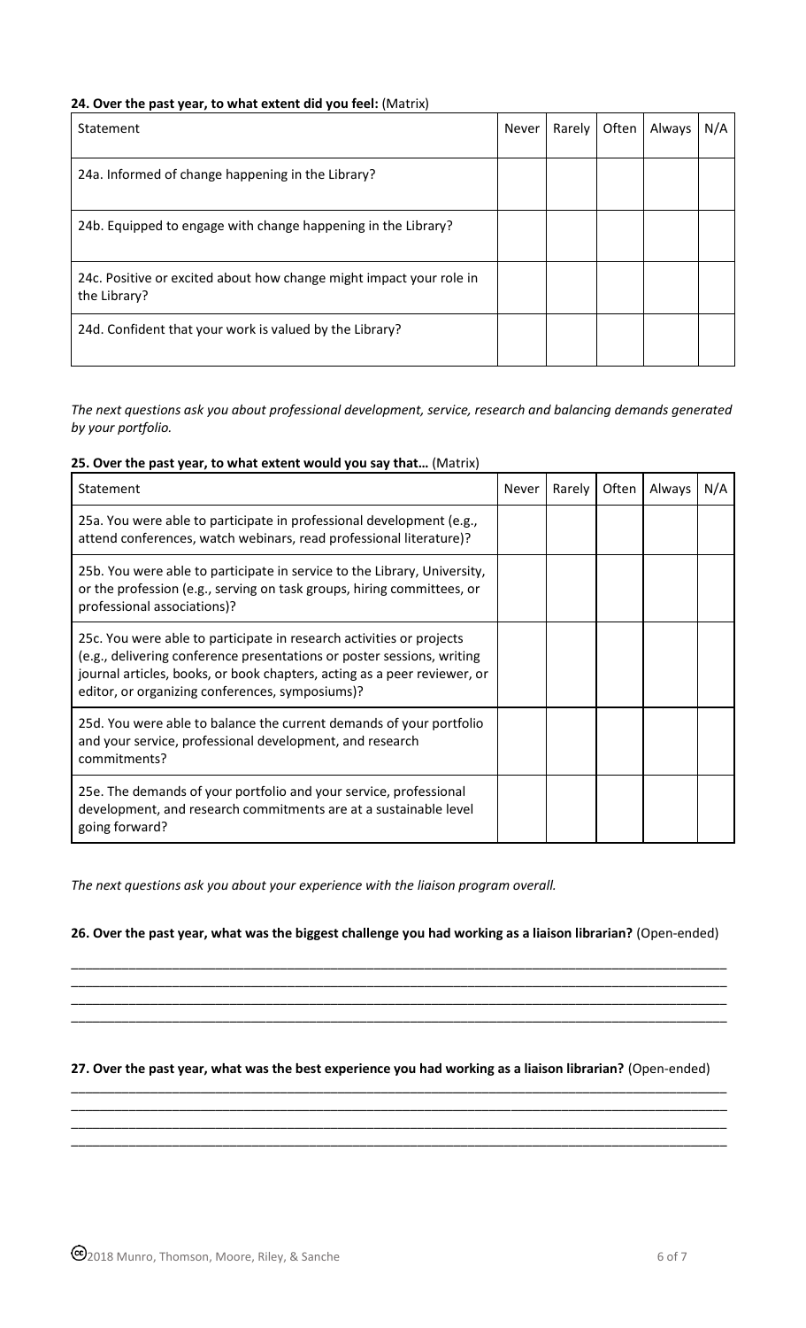**24. Over the past year, to what extent did you feel:** (Matrix)

| Statement | Never | Rarely | Often | Always | N/A |
|---|---|---|---|---|---|
| 24a. Informed of change happening in the Library? | | | | | |
| 24b. Equipped to engage with change happening in the Library? | | | | | |
| 24c. Positive or excited about how change might impact your role in the Library? | | | | | |
| 24d. Confident that your work is valued by the Library? | | | | | |

*The next questions ask you about professional development, service, research and balancing demands generated by your portfolio.*

**25. Over the past year, to what extent would you say that…** (Matrix)

| Statement | Never | Rarely | Often | Always | N/A |
|---|---|---|---|---|---|
| 25a. You were able to participate in professional development (e.g., attend conferences, watch webinars, read professional literature)? | | | | | |
| 25b. You were able to participate in service to the Library, University, or the profession (e.g., serving on task groups, hiring committees, or professional associations)? | | | | | |
| 25c. You were able to participate in research activities or projects (e.g., delivering conference presentations or poster sessions, writing journal articles, books, or book chapters, acting as a peer reviewer, or editor, or organizing conferences, symposiums)? | | | | | |
| 25d. You were able to balance the current demands of your portfolio and your service, professional development, and research commitments? | | | | | |
| 25e. The demands of your portfolio and your service, professional development, and research commitments are at a sustainable level going forward? | | | | | |

*The next questions ask you about your experience with the liaison program overall.*

**26. Over the past year, what was the biggest challenge you had working as a liaison librarian?** (Open-ended)

______________________________________________________________________________________
______________________________________________________________________________________
______________________________________________________________________________________
______________________________________________________________________________________

**27. Over the past year, what was the best experience you had working as a liaison librarian?** (Open-ended)

______________________________________________________________________________________
______________________________________________________________________________________
______________________________________________________________________________________
______________________________________________________________________________________

©2018 Munro, Thomson, Moore, Riley, & Sanche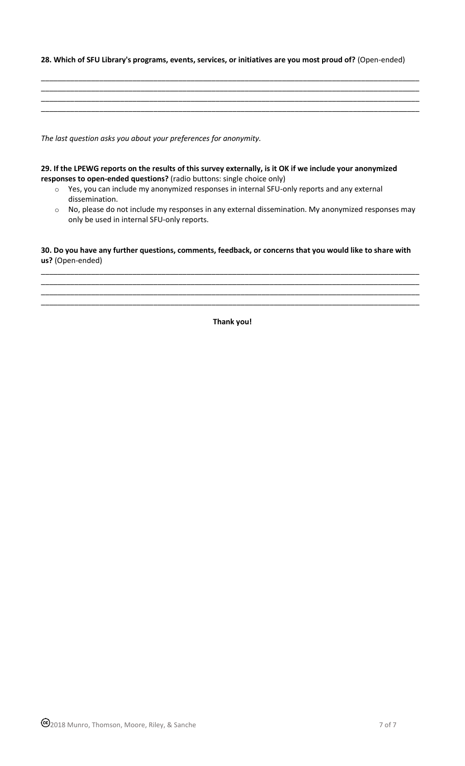**28. Which of SFU Library's programs, events, services, or initiatives are you most proud of?** (Open-ended)

\_\_\_\_\_\_\_\_\_\_\_\_\_\_\_\_\_\_\_\_\_\_\_\_\_\_\_\_\_\_\_\_\_\_\_\_\_\_\_\_\_\_\_\_\_\_\_\_\_\_\_\_\_\_\_\_\_\_\_\_\_\_\_\_\_\_\_\_\_\_\_\_\_\_\_\_\_\_
\_\_\_\_\_\_\_\_\_\_\_\_\_\_\_\_\_\_\_\_\_\_\_\_\_\_\_\_\_\_\_\_\_\_\_\_\_\_\_\_\_\_\_\_\_\_\_\_\_\_\_\_\_\_\_\_\_\_\_\_\_\_\_\_\_\_\_\_\_\_\_\_\_\_\_\_\_\_
\_\_\_\_\_\_\_\_\_\_\_\_\_\_\_\_\_\_\_\_\_\_\_\_\_\_\_\_\_\_\_\_\_\_\_\_\_\_\_\_\_\_\_\_\_\_\_\_\_\_\_\_\_\_\_\_\_\_\_\_\_\_\_\_\_\_\_\_\_\_\_\_\_\_\_\_\_\_
\_\_\_\_\_\_\_\_\_\_\_\_\_\_\_\_\_\_\_\_\_\_\_\_\_\_\_\_\_\_\_\_\_\_\_\_\_\_\_\_\_\_\_\_\_\_\_\_\_\_\_\_\_\_\_\_\_\_\_\_\_\_\_\_\_\_\_\_\_\_\_\_\_\_\_\_\_\_

*The last question asks you about your preferences for anonymity.*

**29. If the LPEWG reports on the results of this survey externally, is it OK if we include your anonymized responses to open-ended questions?** (radio buttons: single choice only)

- Yes, you can include my anonymized responses in internal SFU-only reports and any external dissemination.
- No, please do not include my responses in any external dissemination. My anonymized responses may only be used in internal SFU-only reports.

**30. Do you have any further questions, comments, feedback, or concerns that you would like to share with us?** (Open-ended)

\_\_\_\_\_\_\_\_\_\_\_\_\_\_\_\_\_\_\_\_\_\_\_\_\_\_\_\_\_\_\_\_\_\_\_\_\_\_\_\_\_\_\_\_\_\_\_\_\_\_\_\_\_\_\_\_\_\_\_\_\_\_\_\_\_\_\_\_\_\_\_\_\_\_\_\_\_\_
\_\_\_\_\_\_\_\_\_\_\_\_\_\_\_\_\_\_\_\_\_\_\_\_\_\_\_\_\_\_\_\_\_\_\_\_\_\_\_\_\_\_\_\_\_\_\_\_\_\_\_\_\_\_\_\_\_\_\_\_\_\_\_\_\_\_\_\_\_\_\_\_\_\_\_\_\_\_
\_\_\_\_\_\_\_\_\_\_\_\_\_\_\_\_\_\_\_\_\_\_\_\_\_\_\_\_\_\_\_\_\_\_\_\_\_\_\_\_\_\_\_\_\_\_\_\_\_\_\_\_\_\_\_\_\_\_\_\_\_\_\_\_\_\_\_\_\_\_\_\_\_\_\_\_\_\_
\_\_\_\_\_\_\_\_\_\_\_\_\_\_\_\_\_\_\_\_\_\_\_\_\_\_\_\_\_\_\_\_\_\_\_\_\_\_\_\_\_\_\_\_\_\_\_\_\_\_\_\_\_\_\_\_\_\_\_\_\_\_\_\_\_\_\_\_\_\_\_\_\_\_\_\_\_\_

**Thank you!**

🅭2018 Munro, Thomson, Moore, Riley, & Sanche